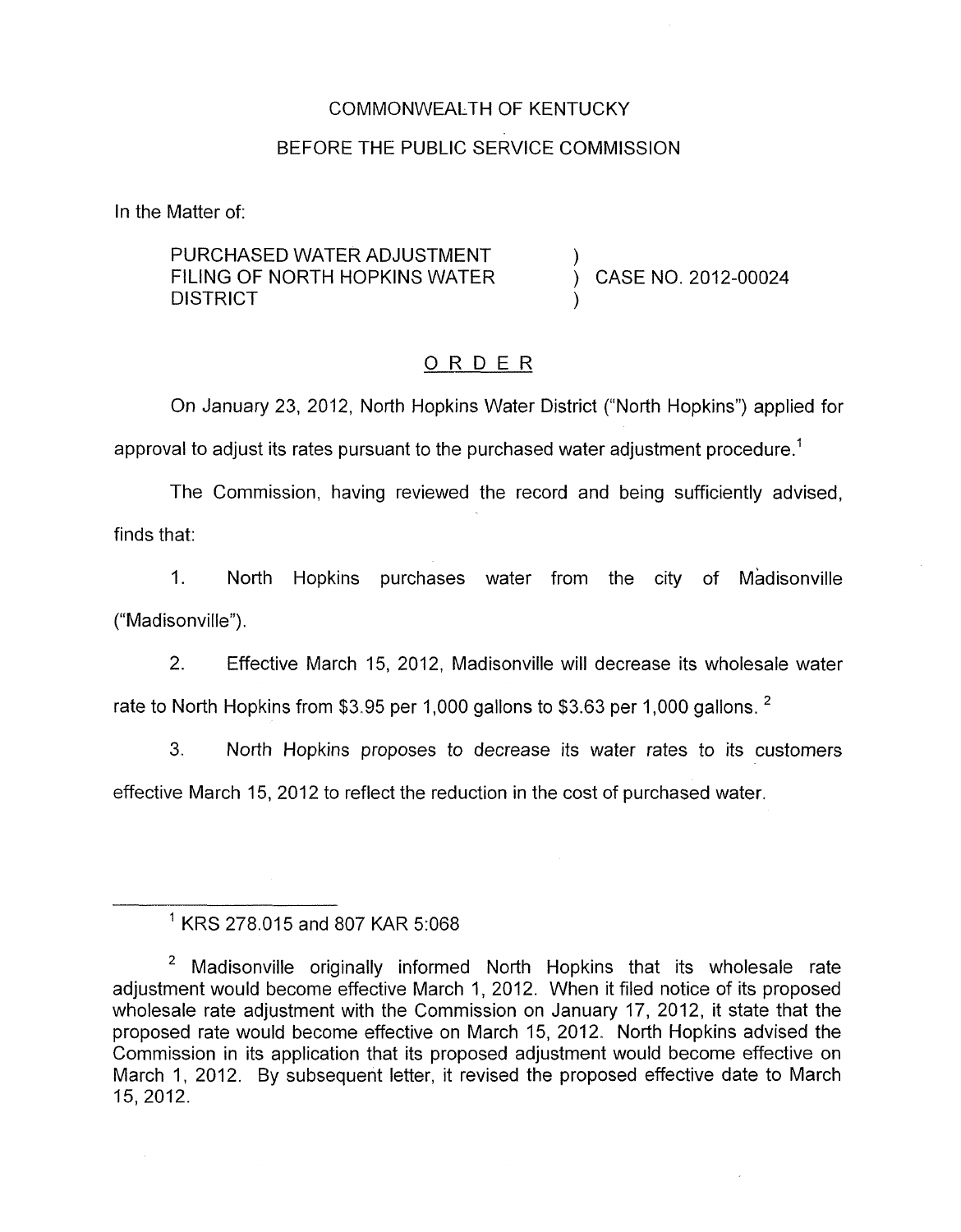COMMONWEALTH OF KENTUCKY

BEFORE THE PUBLIC SERVICE COMMISSION

In the Matter of:

| | | |
|---|---|---|
| PURCHASED WATER ADJUSTMENT FILING OF NORTH HOPKINS WATER DISTRICT | ) ) ) | CASE NO. 2012-00024 |

## ORDER

On January 23, 2012, North Hopkins Water District ("North Hopkins") applied for approval to adjust its rates pursuant to the purchased water adjustment procedure.[1]

The Commission, having reviewed the record and being sufficiently advised, finds that:

1. North Hopkins purchases water from the city of Madisonville ("Madisonville").

2. Effective March 15, 2012, Madisonville will decrease its wholesale water rate to North Hopkins from $3.95 per 1,000 gallons to $3.63 per 1,000 gallons.[2]

3. North Hopkins proposes to decrease its water rates to its customers effective March 15, 2012 to reflect the reduction in the cost of purchased water.

---

[1] KRS 278.015 and 807 KAR 5:068

[2] Madisonville originally informed North Hopkins that its wholesale rate adjustment would become effective March 1, 2012. When it filed notice of its proposed wholesale rate adjustment with the Commission on January 17, 2012, it state that the proposed rate would become effective on March 15, 2012. North Hopkins advised the Commission in its application that its proposed adjustment would become effective on March 1, 2012. By subsequent letter, it revised the proposed effective date to March 15, 2012.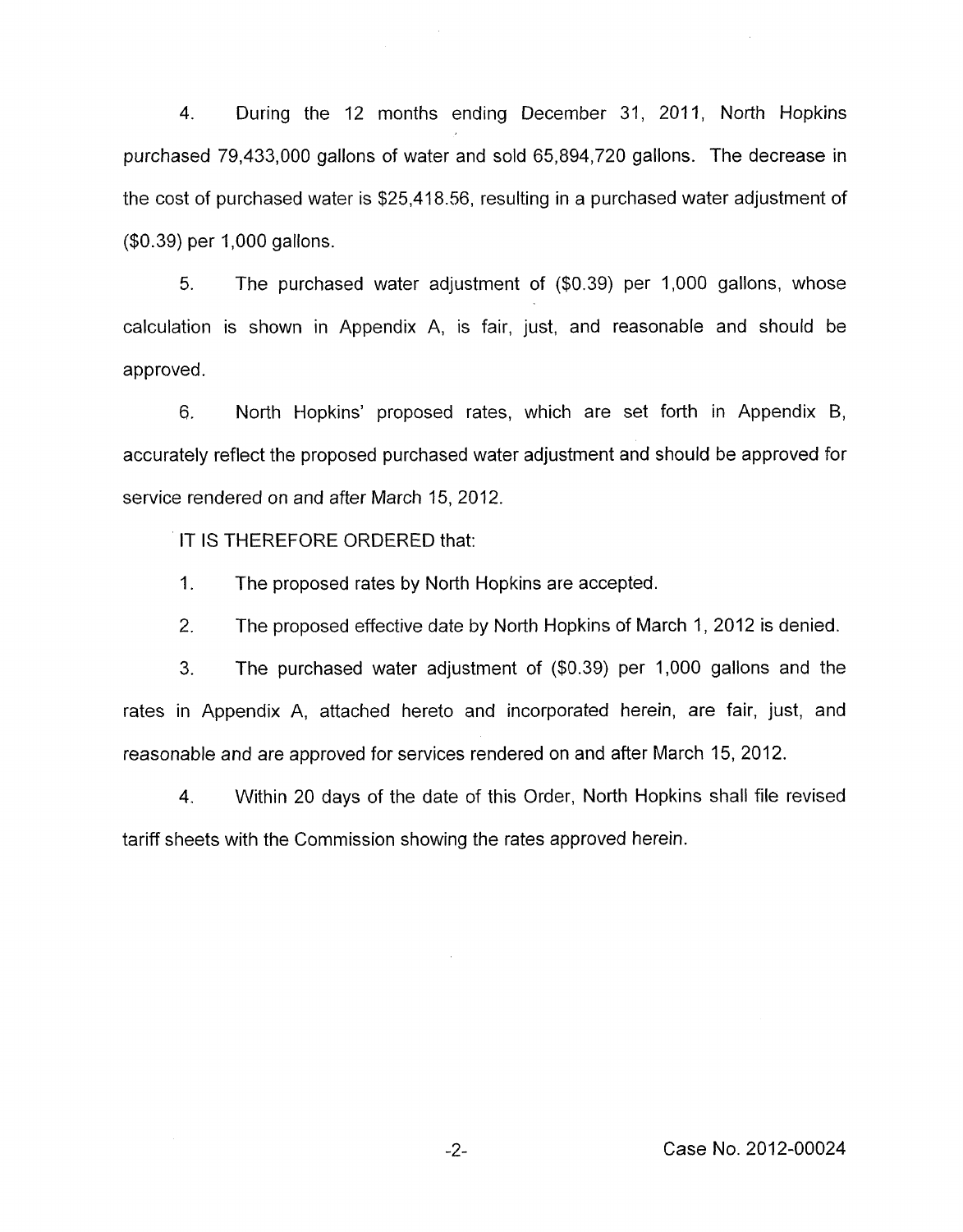4. During the 12 months ending December 31, 2011, North Hopkins purchased 79,433,000 gallons of water and sold 65,894,720 gallons. The decrease in the cost of purchased water is $25,418.56, resulting in a purchased water adjustment of ($0.39) per 1,000 gallons.

5. The purchased water adjustment of ($0.39) per 1,000 gallons, whose calculation is shown in Appendix A, is fair, just, and reasonable and should be approved.

6. North Hopkins' proposed rates, which are set forth in Appendix B, accurately reflect the proposed purchased water adjustment and should be approved for service rendered on and after March 15, 2012.

IT IS THEREFORE ORDERED that:

1. The proposed rates by North Hopkins are accepted.

2. The proposed effective date by North Hopkins of March 1, 2012 is denied.

3. The purchased water adjustment of ($0.39) per 1,000 gallons and the rates in Appendix A, attached hereto and incorporated herein, are fair, just, and reasonable and are approved for services rendered on and after March 15, 2012.

4. Within 20 days of the date of this Order, North Hopkins shall file revised tariff sheets with the Commission showing the rates approved herein.

Case No. 2012-00024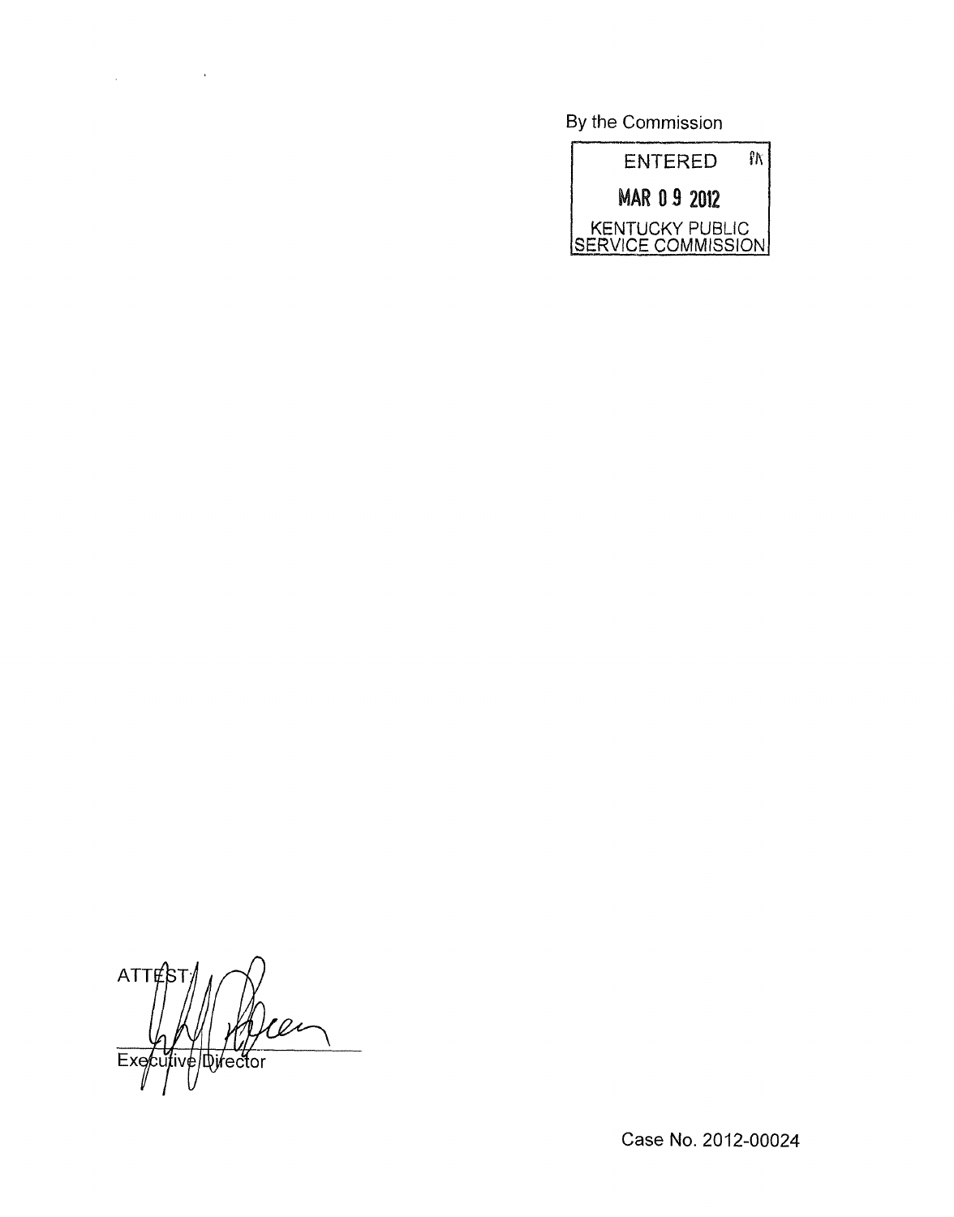By the Commission

ENTERED

MAR 09 2012

KENTUCKY PUBLIC SERVICE COMMISSION

ATTEST:

Executive Director

Case No. 2012-00024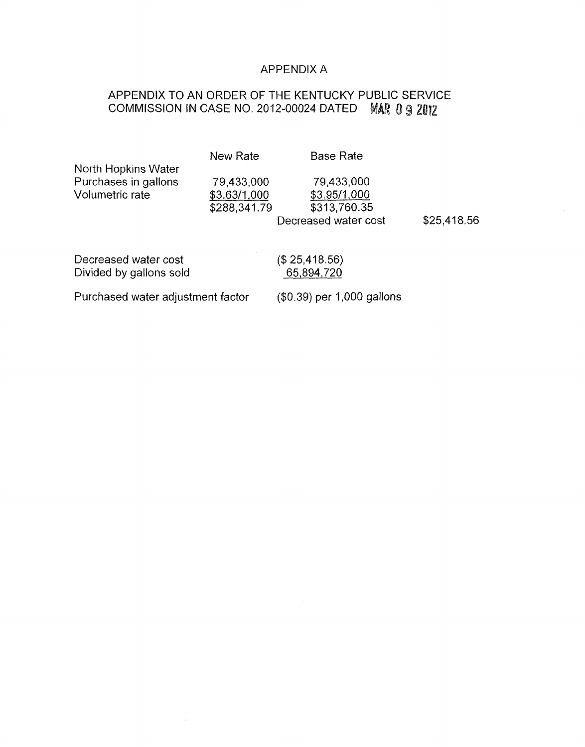# APPENDIX A

## APPENDIX TO AN ORDER OF THE KENTUCKY PUBLIC SERVICE COMMISSION IN CASE NO. 2012-00024 DATED MAR 09 2012

| | New Rate | Base Rate | |
|---|---|---|---|
| North Hopkins Water | | | |
| Purchases in gallons | 79,433,000 | 79,433,000 | |
| Volumetric rate | $3.63/1,000 | $3.95/1,000 | |
| | $288,341.79 | $313,760.35 | |
| | | Decreased water cost | $25,418.56 |

| | |
|---|---|
| Decreased water cost | ($ 25,418.56) |
| Divided by gallons sold | 65,894,720 |
| Purchased water adjustment factor | ($0.39) per 1,000 gallons |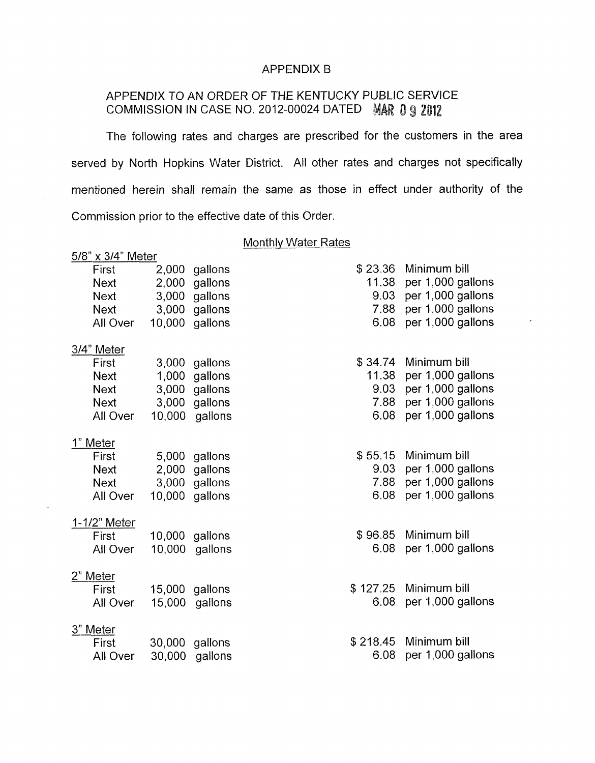# APPENDIX B

## APPENDIX TO AN ORDER OF THE KENTUCKY PUBLIC SERVICE COMMISSION IN CASE NO. 2012-00024 DATED MAR 09 2012

The following rates and charges are prescribed for the customers in the area served by North Hopkins Water District. All other rates and charges not specifically mentioned herein shall remain the same as those in effect under authority of the Commission prior to the effective date of this Order.

### Monthly Water Rates

| Meter | Tier | Gallons | Rate | Basis |
|---|---|---|---|---|
| **5/8" x 3/4" Meter** | | | | |
| | First | 2,000 gallons | $ 23.36 | Minimum bill |
| | Next | 2,000 gallons | 11.38 | per 1,000 gallons |
| | Next | 3,000 gallons | 9.03 | per 1,000 gallons |
| | Next | 3,000 gallons | 7.88 | per 1,000 gallons |
| | All Over | 10,000 gallons | 6.08 | per 1,000 gallons |
| **3/4" Meter** | | | | |
| | First | 3,000 gallons | $ 34.74 | Minimum bill |
| | Next | 1,000 gallons | 11.38 | per 1,000 gallons |
| | Next | 3,000 gallons | 9.03 | per 1,000 gallons |
| | Next | 3,000 gallons | 7.88 | per 1,000 gallons |
| | All Over | 10,000 gallons | 6.08 | per 1,000 gallons |
| **1" Meter** | | | | |
| | First | 5,000 gallons | $ 55.15 | Minimum bill |
| | Next | 2,000 gallons | 9.03 | per 1,000 gallons |
| | Next | 3,000 gallons | 7.88 | per 1,000 gallons |
| | All Over | 10,000 gallons | 6.08 | per 1,000 gallons |
| **1-1/2" Meter** | | | | |
| | First | 10,000 gallons | $ 96.85 | Minimum bill |
| | All Over | 10,000 gallons | 6.08 | per 1,000 gallons |
| **2" Meter** | | | | |
| | First | 15,000 gallons | $ 127.25 | Minimum bill |
| | All Over | 15,000 gallons | 6.08 | per 1,000 gallons |
| **3" Meter** | | | | |
| | First | 30,000 gallons | $ 218.45 | Minimum bill |
| | All Over | 30,000 gallons | 6.08 | per 1,000 gallons |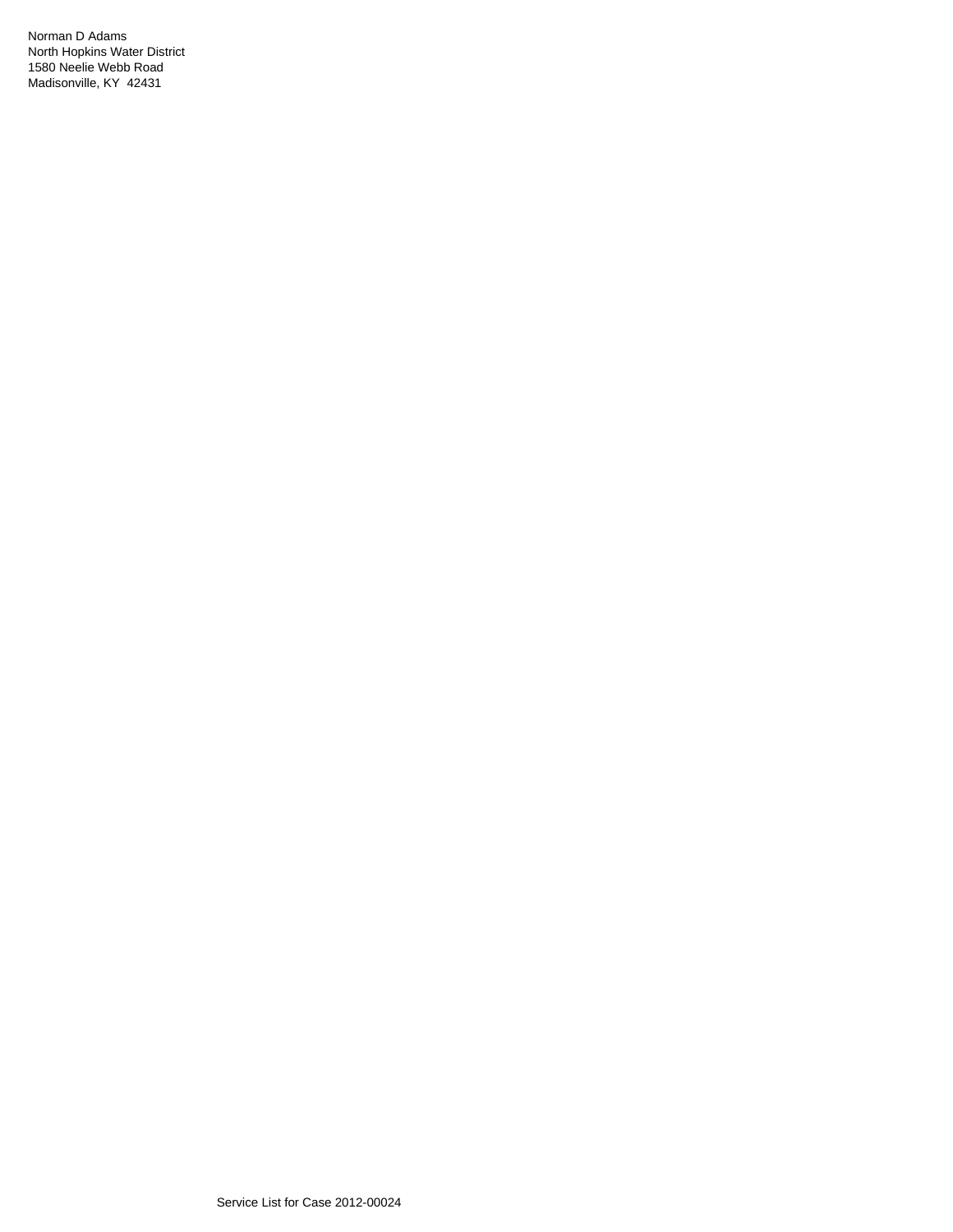Norman D Adams
North Hopkins Water District
1580 Neelie Webb Road
Madisonville, KY  42431